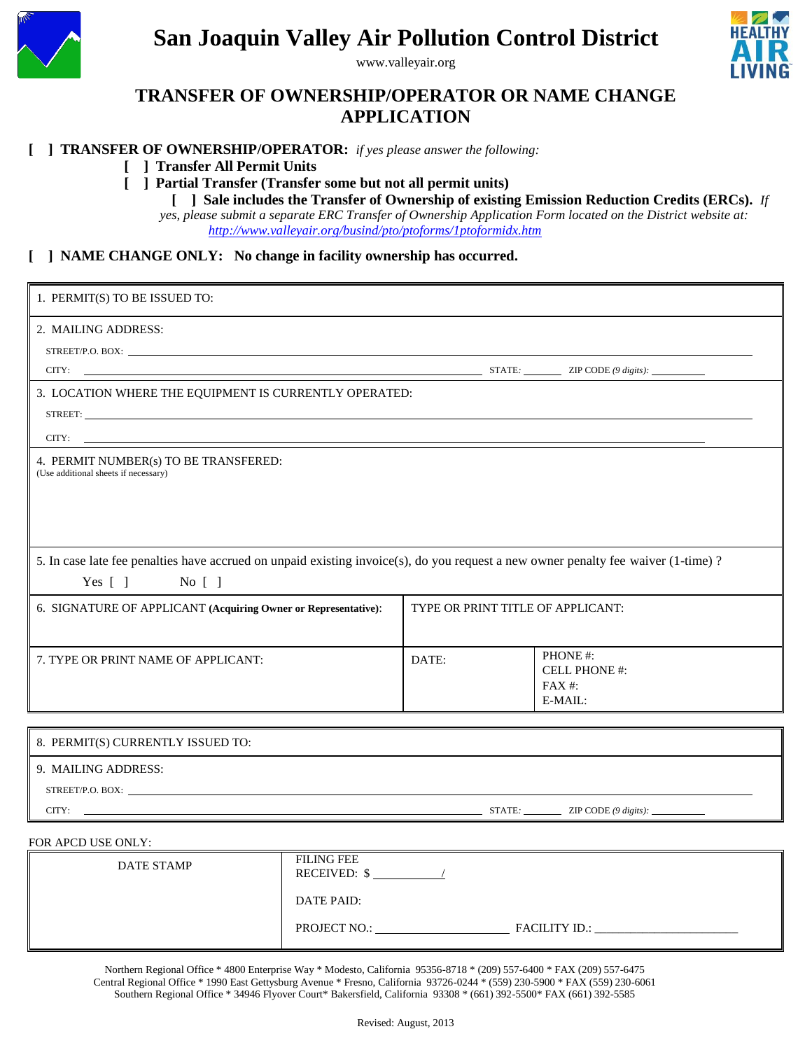# San Joaquin Valley Air Pollution Control District

www.valleyair.org

## TRANSFER OF OWNERSHIP/OPERATOR OR NAME CHANGE APPLICATION

[ ] **TRANSFER OF OWNERSHIP/OPERATOR:** *if yes please answer the following:*

- [ ] **Transfer All Permit Units**
- [ ] **Partial Transfer (Transfer some but not all permit units)**
  - [ ] **Sale includes the Transfer of Ownership of existing Emission Reduction Credits (ERCs).** *If yes, please submit a separate ERC Transfer of Ownership Application Form located on the District website at: http://www.valleyair.org/busind/pto/ptoforms/1ptoformidx.htm*

[ ] **NAME CHANGE ONLY: No change in facility ownership has occurred.**

1. PERMIT(S) TO BE ISSUED TO:

2. MAILING ADDRESS:

STREET/P.O. BOX: ______________________________

CITY: ______________________________ STATE: ________ ZIP CODE *(9 digits)*: __________

3. LOCATION WHERE THE EQUIPMENT IS CURRENTLY OPERATED:

STREET: ______________________________

CITY: ______________________________

4. PERMIT NUMBER(s) TO BE TRANSFERED:
(Use additional sheets if necessary)

5. In case late fee penalties have accrued on unpaid existing invoice(s), do you request a new owner penalty fee waiver (1-time) ?

Yes [ ] No [ ]

| 6. SIGNATURE OF APPLICANT **(Acquiring Owner or Representative)**: | TYPE OR PRINT TITLE OF APPLICANT: | |
|---|---|---|
| 7. TYPE OR PRINT NAME OF APPLICANT: | DATE: | PHONE #:<br>CELL PHONE #:<br>FAX #:<br>E-MAIL: |

8. PERMIT(S) CURRENTLY ISSUED TO:

9. MAILING ADDRESS:

STREET/P.O. BOX: ______________________________

CITY: ______________________________ STATE: ________ ZIP CODE *(9 digits)*: __________

FOR APCD USE ONLY:

| DATE STAMP | FILING FEE RECEIVED: $ __________/<br>DATE PAID:<br>PROJECT NO.: __________ FACILITY ID.: __________ |
|---|---|

Northern Regional Office * 4800 Enterprise Way * Modesto, California 95356-8718 * (209) 557-6400 * FAX (209) 557-6475
Central Regional Office * 1990 East Gettysburg Avenue * Fresno, California 93726-0244 * (559) 230-5900 * FAX (559) 230-6061
Southern Regional Office * 34946 Flyover Court* Bakersfield, California 93308 * (661) 392-5500* FAX (661) 392-5585

Revised: August, 2013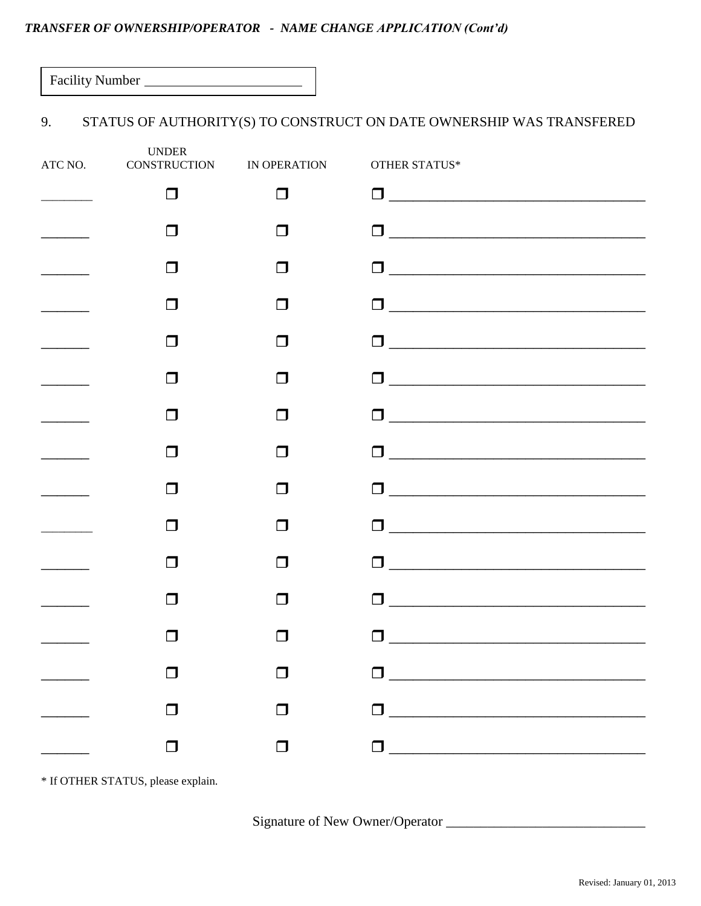*TRANSFER OF OWNERSHIP/OPERATOR - NAME CHANGE APPLICATION (Cont'd)*

Facility Number ______________________

## 9. STATUS OF AUTHORITY(S) TO CONSTRUCT ON DATE OWNERSHIP WAS TRANSFERED

| ATC NO. | UNDER CONSTRUCTION | IN OPERATION | OTHER STATUS* |
|---|---|---|---|
| ________ | ❒ | ❒ | ❒ ____________________________________ |
| _______ | ❒ | ❒ | ❒ ____________________________________ |
| _______ | ❒ | ❒ | ❒ ____________________________________ |
| _______ | ❒ | ❒ | ❒ ____________________________________ |
| _______ | ❒ | ❒ | ❒ ____________________________________ |
| _______ | ❒ | ❒ | ❒ ____________________________________ |
| _______ | ❒ | ❒ | ❒ ____________________________________ |
| _______ | ❒ | ❒ | ❒ ____________________________________ |
| _______ | ❒ | ❒ | ❒ ____________________________________ |
| ________ | ❒ | ❒ | ❒ ____________________________________ |
| _______ | ❒ | ❒ | ❒ ____________________________________ |
| _______ | ❒ | ❒ | ❒ ____________________________________ |
| _______ | ❒ | ❒ | ❒ ____________________________________ |
| _______ | ❒ | ❒ | ❒ ____________________________________ |
| _______ | ❒ | ❒ | ❒ ____________________________________ |
| _______ | ❒ | ❒ | ❒ ____________________________________ |

* If OTHER STATUS, please explain.

Signature of New Owner/Operator ____________________________

Revised: January 01, 2013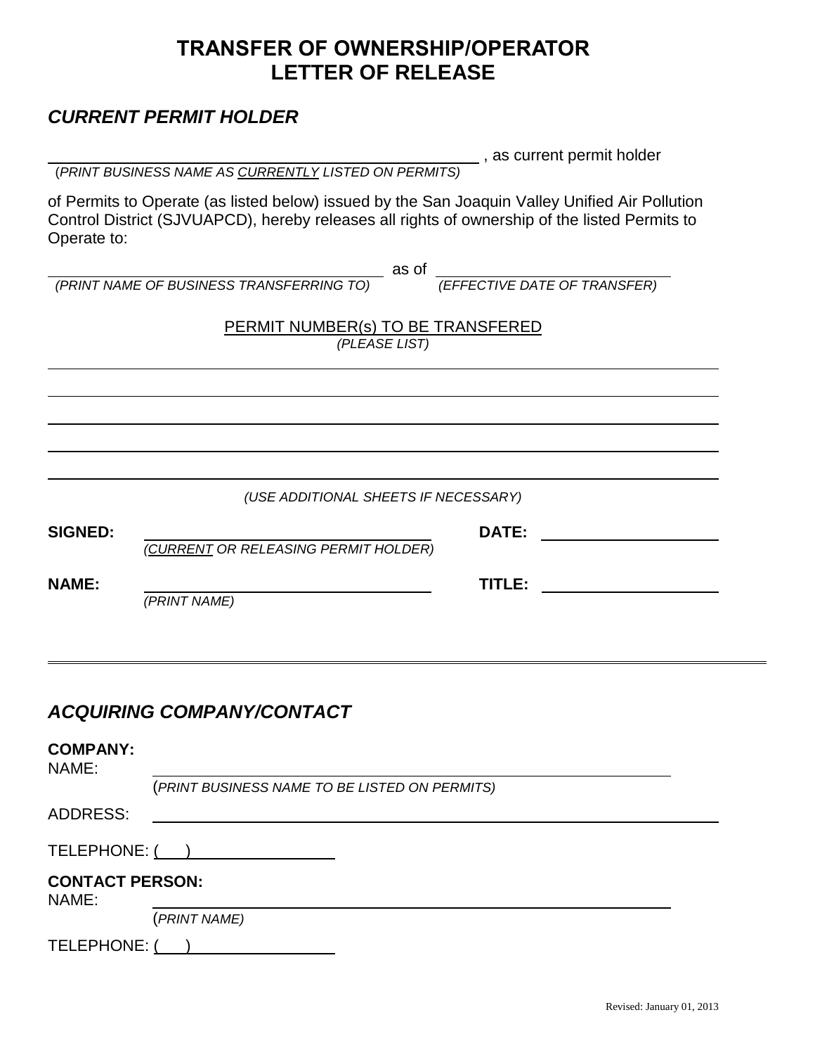# TRANSFER OF OWNERSHIP/OPERATOR LETTER OF RELEASE

## *CURRENT PERMIT HOLDER*

______________________________________________ , as current permit holder
(*PRINT BUSINESS NAME AS CURRENTLY LISTED ON PERMITS)*

of Permits to Operate (as listed below) issued by the San Joaquin Valley Unified Air Pollution Control District (SJVUAPCD), hereby releases all rights of ownership of the listed Permits to Operate to:

________________________________________ as of ____________________________
*(PRINT NAME OF BUSINESS TRANSFERRING TO)* *(EFFECTIVE DATE OF TRANSFER)*

PERMIT NUMBER(s) TO BE TRANSFERED
*(PLEASE LIST)*

______________________________________________________________________________

______________________________________________________________________________

______________________________________________________________________________

______________________________________________________________________________

______________________________________________________________________________

*(USE ADDITIONAL SHEETS IF NECESSARY)*

**SIGNED:** ________________________________ **DATE:** ____________________
*(CURRENT OR RELEASING PERMIT HOLDER)*

**NAME:** ________________________________ **TITLE:** ____________________
*(PRINT NAME)*

---

## *ACQUIRING COMPANY/CONTACT*

**COMPANY:**
NAME: ______________________________________________________
(*PRINT BUSINESS NAME TO BE LISTED ON PERMITS)*

ADDRESS: ______________________________________________________

TELEPHONE: (   ) ________________

**CONTACT PERSON:**
NAME: ______________________________________________________
(*PRINT NAME)*

TELEPHONE: (   ) ________________

Revised: January 01, 2013